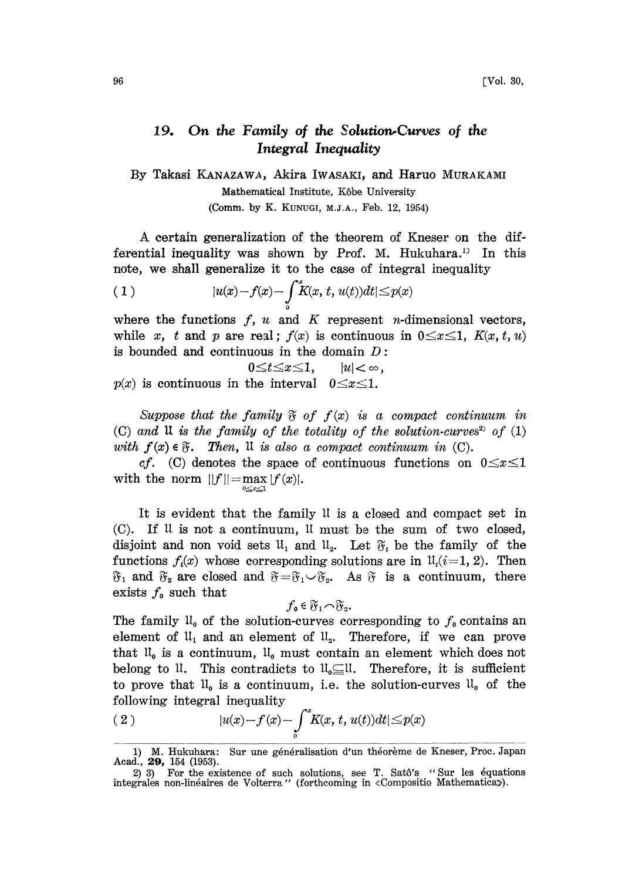# 19. On the Family of the Solution-Curves of the Integral Inequality

By Takasi KANAZAWA, Akira IWASAKI, and Haruo MURAKAMI

Mathematical Institute, Kôbe University

(Comm. by K. KUNUGI, M.J.A., Feb. 12, 1954)

A certain generalization of the theorem of Kneser on the differential inequality was shown by Prof. M. Hukuhara.[1] In this note, we shall generalize it to the case of integral inequality

$$(1) \qquad |u(x)-f(x)-\int_0^x K(x,t,u(t))dt| \leq p(x)$$

where the functions $f$, $u$ and $K$ represent $n$-dimensional vectors, while $x$, $t$ and $p$ are real; $f(x)$ is continuous in $0 \leq x \leq 1$, $K(x,t,u)$ is bounded and continuous in the domain $D$:

$$0 \leq t \leq x \leq 1, \qquad |u| < \infty,$$

$p(x)$ is continuous in the interval $0 \leq x \leq 1$.

*Suppose that the family* $\mathfrak{F}$ *of* $f(x)$ *is a compact continuum in* (C) *and* $\mathfrak{U}$ *is the family of the totality of the solution-curves*[2] *of* (1) *with* $f(x) \in \mathfrak{F}$. *Then,* $\mathfrak{U}$ *is also a compact continuum in* (C).

*cf.* (C) denotes the space of continuous functions on $0 \leq x \leq 1$ with the norm $\|f\| = \max_{0 \leq x \leq 1} |f(x)|$.

It is evident that the family $\mathfrak{U}$ is a closed and compact set in (C). If $\mathfrak{U}$ is not a continuum, $\mathfrak{U}$ must be the sum of two closed, disjoint and non void sets $\mathfrak{U}_1$ and $\mathfrak{U}_2$. Let $\mathfrak{F}_i$ be the family of the functions $f_i(x)$ whose corresponding solutions are in $\mathfrak{U}_i (i=1,2)$. Then $\mathfrak{F}_1$ and $\mathfrak{F}_2$ are closed and $\mathfrak{F} = \mathfrak{F}_1 \smile \mathfrak{F}_2$. As $\mathfrak{F}$ is a continuum, there exists $f_0$ such that

$$f_0 \in \mathfrak{F}_1 \frown \mathfrak{F}_2.$$

The family $\mathfrak{U}_0$ of the solution-curves corresponding to $f_0$ contains an element of $\mathfrak{U}_1$ and an element of $\mathfrak{U}_2$. Therefore, if we can prove that $\mathfrak{U}_0$ is a continuum, $\mathfrak{U}_0$ must contain an element which does not belong to $\mathfrak{U}$. This contradicts to $\mathfrak{U}_0 \subseteqq \mathfrak{U}$. Therefore, it is sufficient to prove that $\mathfrak{U}_0$ is a continuum, i.e. the solution-curves $\mathfrak{U}_0$ of the following integral inequality

$$(2) \qquad |u(x)-f(x)-\int_0^x K(x,t,u(t))dt| \leq p(x)$$

---

1) M. Hukuhara: Sur une généralisation d'un théorème de Kneser, Proc. Japan Acad., **29**, 154 (1953).

2) 3) For the existence of such solutions, see T. Satô's "Sur les équations integrales non-linéaires de Volterra" (forthcoming in «Compositio Mathematica»).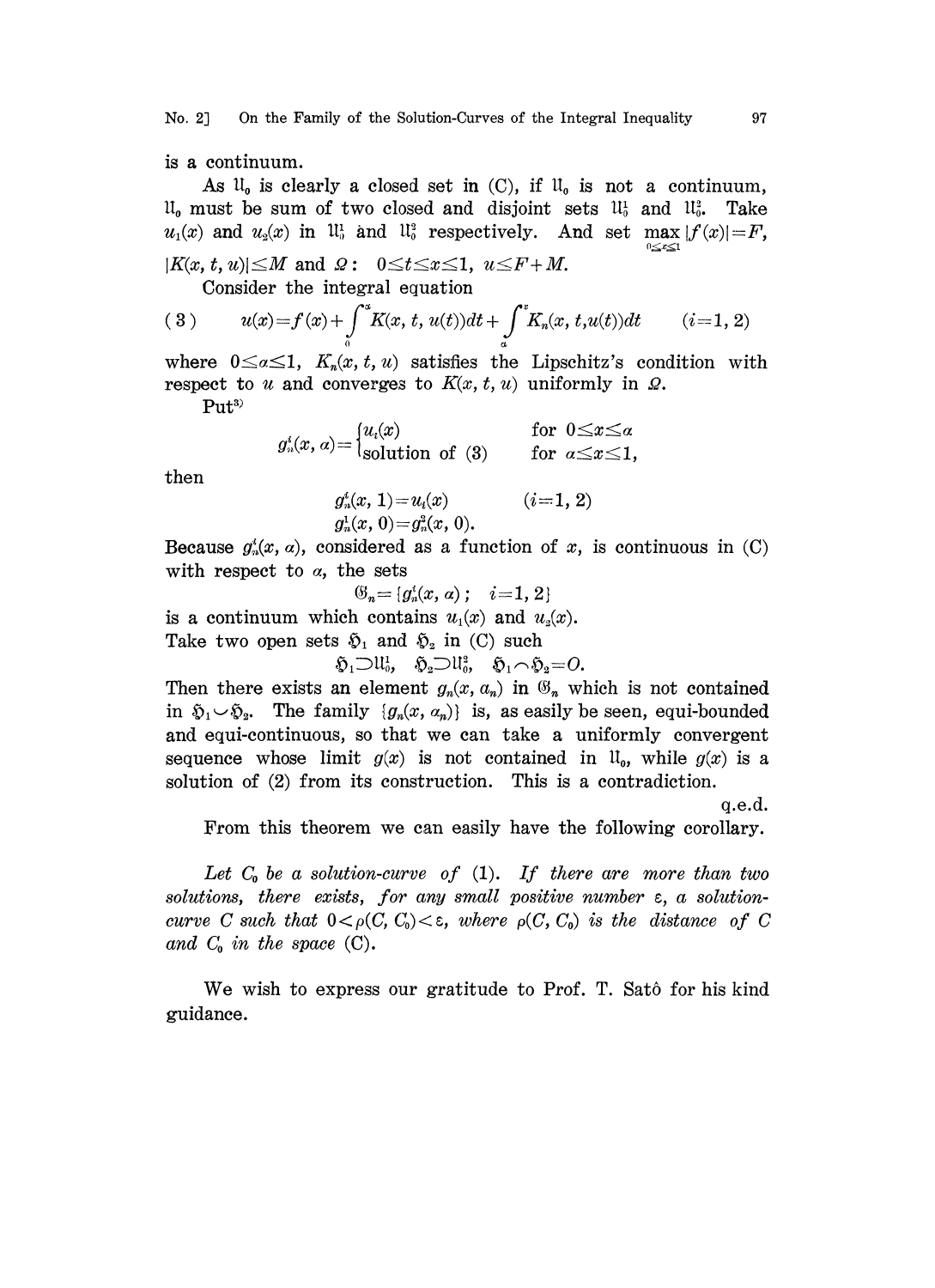is a continuum.

As $\mathfrak{U}_0$ is clearly a closed set in (C), if $\mathfrak{U}_0$ is not a continuum, $\mathfrak{U}_0$ must be sum of two closed and disjoint sets $\mathfrak{U}_0^1$ and $\mathfrak{U}_0^2$. Take $u_1(x)$ and $u_2(x)$ in $\mathfrak{U}_0^1$ and $\mathfrak{U}_0^2$ respectively. And set $\max_{0\leq x\leq 1}|f(x)|=F$, $|K(x,t,u)|\leq M$ and $\Omega$: $0\leq t\leq x\leq 1$, $u\leq F+M$.

Consider the integral equation

$$(3)\qquad u(x)=f(x)+\int_0^{\alpha}K(x,t,u(t))dt+\int_{\alpha}^{x}K_n(x,t,u(t))dt \qquad (i=1,2)$$

where $0\leq\alpha\leq 1$, $K_n(x,t,u)$ satisfies the Lipschitz's condition with respect to $u$ and converges to $K(x,t,u)$ uniformly in $\Omega$.

Put[3]

$$g_n^i(x,\alpha)=\begin{cases}u_i(x) & \text{for } 0\leq x\leq\alpha\\ \text{solution of (3)} & \text{for } \alpha\leq x\leq 1,\end{cases}$$

then

$$g_n^i(x,1)=u_i(x) \qquad (i=1,2)$$
$$g_n^1(x,0)=g_n^2(x,0).$$

Because $g_n^i(x,\alpha)$, considered as a function of $x$, is continuous in (C) with respect to $\alpha$, the sets

$$\mathfrak{G}_n=\{g_n^i(x,\alpha);\quad i=1,2\}$$

is a continuum which contains $u_1(x)$ and $u_2(x)$.

Take two open sets $\mathfrak{H}_1$ and $\mathfrak{H}_2$ in (C) such

$$\mathfrak{H}_1\supset\mathfrak{U}_0^1,\quad \mathfrak{H}_2\supset\mathfrak{U}_0^2,\quad \mathfrak{H}_1\frown\mathfrak{H}_2=O.$$

Then there exists an element $g_n(x,\alpha_n)$ in $\mathfrak{G}_n$ which is not contained in $\mathfrak{H}_1\smile\mathfrak{H}_2$. The family $\{g_n(x,\alpha_n)\}$ is, as easily be seen, equi-bounded and equi-continuous, so that we can take a uniformly convergent sequence whose limit $g(x)$ is not contained in $\mathfrak{U}_0$, while $g(x)$ is a solution of (2) from its construction. This is a contradiction.

q.e.d.

From this theorem we can easily have the following corollary.

*Let $C_0$ be a solution-curve of (1). If there are more than two solutions, there exists, for any small positive number $\varepsilon$, a solution-curve $C$ such that $0<\rho(C,C_0)<\varepsilon$, where $\rho(C,C_0)$ is the distance of $C$ and $C_0$ in the space (C).*

We wish to express our gratitude to Prof. T. Satô for his kind guidance.